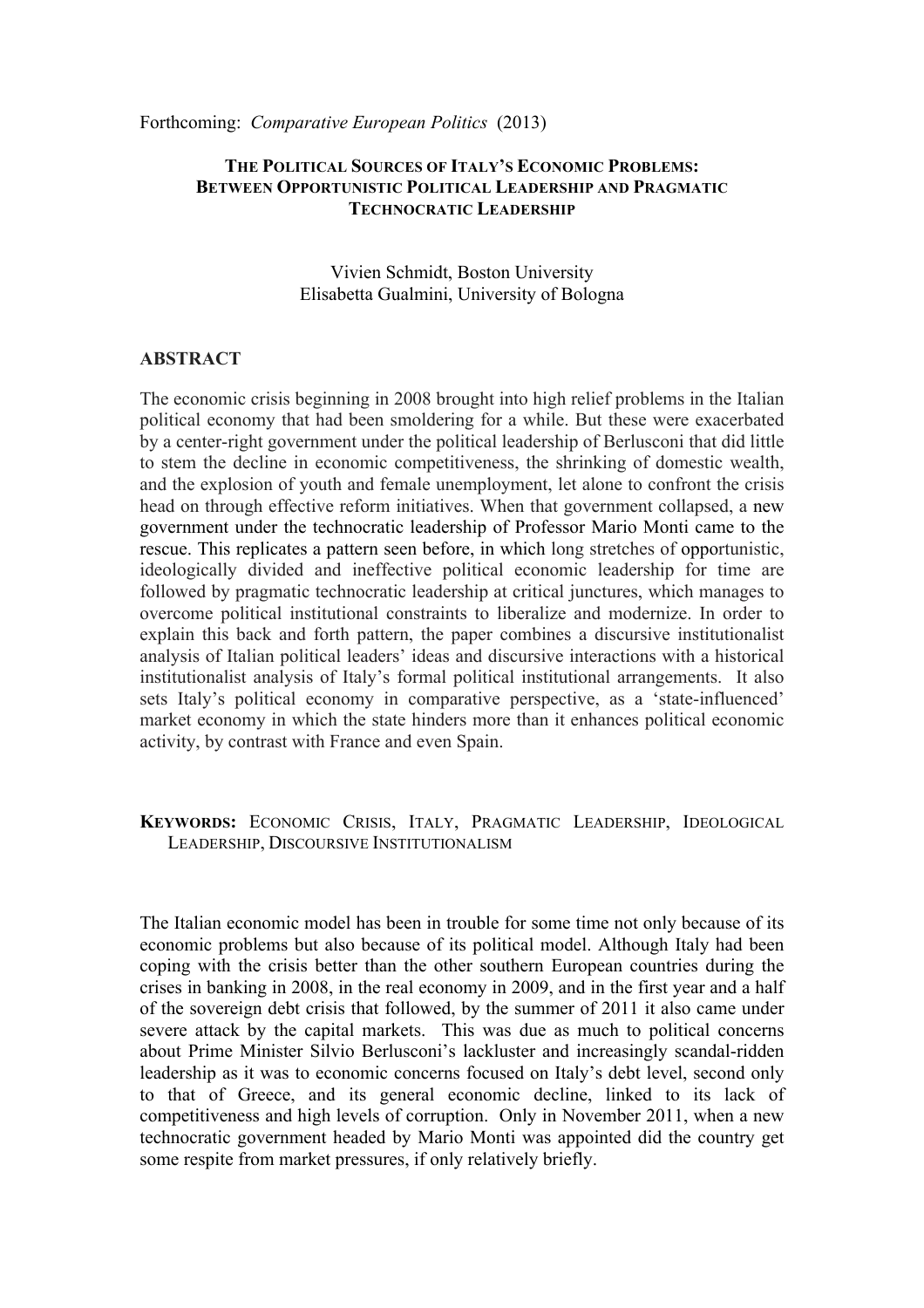Forthcoming: *Comparative European Politics* (2013)

# THE POLITICAL SOURCES OF ITALY'S ECONOMIC PROBLEMS: BETWEEN OPPORTUNISTIC POLITICAL LEADERSHIP AND PRAGMATIC TECHNOCRATIC LEADERSHIP

Vivien Schmidt, Boston University
Elisabetta Gualmini, University of Bologna

## ABSTRACT

The economic crisis beginning in 2008 brought into high relief problems in the Italian political economy that had been smoldering for a while. But these were exacerbated by a center-right government under the political leadership of Berlusconi that did little to stem the decline in economic competitiveness, the shrinking of domestic wealth, and the explosion of youth and female unemployment, let alone to confront the crisis head on through effective reform initiatives. When that government collapsed, a new government under the technocratic leadership of Professor Mario Monti came to the rescue. This replicates a pattern seen before, in which long stretches of opportunistic, ideologically divided and ineffective political economic leadership for time are followed by pragmatic technocratic leadership at critical junctures, which manages to overcome political institutional constraints to liberalize and modernize. In order to explain this back and forth pattern, the paper combines a discursive institutionalist analysis of Italian political leaders' ideas and discursive interactions with a historical institutionalist analysis of Italy's formal political institutional arrangements. It also sets Italy's political economy in comparative perspective, as a 'state-influenced' market economy in which the state hinders more than it enhances political economic activity, by contrast with France and even Spain.

**KEYWORDS:** ECONOMIC CRISIS, ITALY, PRAGMATIC LEADERSHIP, IDEOLOGICAL LEADERSHIP, DISCURSIVE INSTITUTIONALISM

The Italian economic model has been in trouble for some time not only because of its economic problems but also because of its political model. Although Italy had been coping with the crisis better than the other southern European countries during the crises in banking in 2008, in the real economy in 2009, and in the first year and a half of the sovereign debt crisis that followed, by the summer of 2011 it also came under severe attack by the capital markets. This was due as much to political concerns about Prime Minister Silvio Berlusconi's lackluster and increasingly scandal-ridden leadership as it was to economic concerns focused on Italy's debt level, second only to that of Greece, and its general economic decline, linked to its lack of competitiveness and high levels of corruption. Only in November 2011, when a new technocratic government headed by Mario Monti was appointed did the country get some respite from market pressures, if only relatively briefly.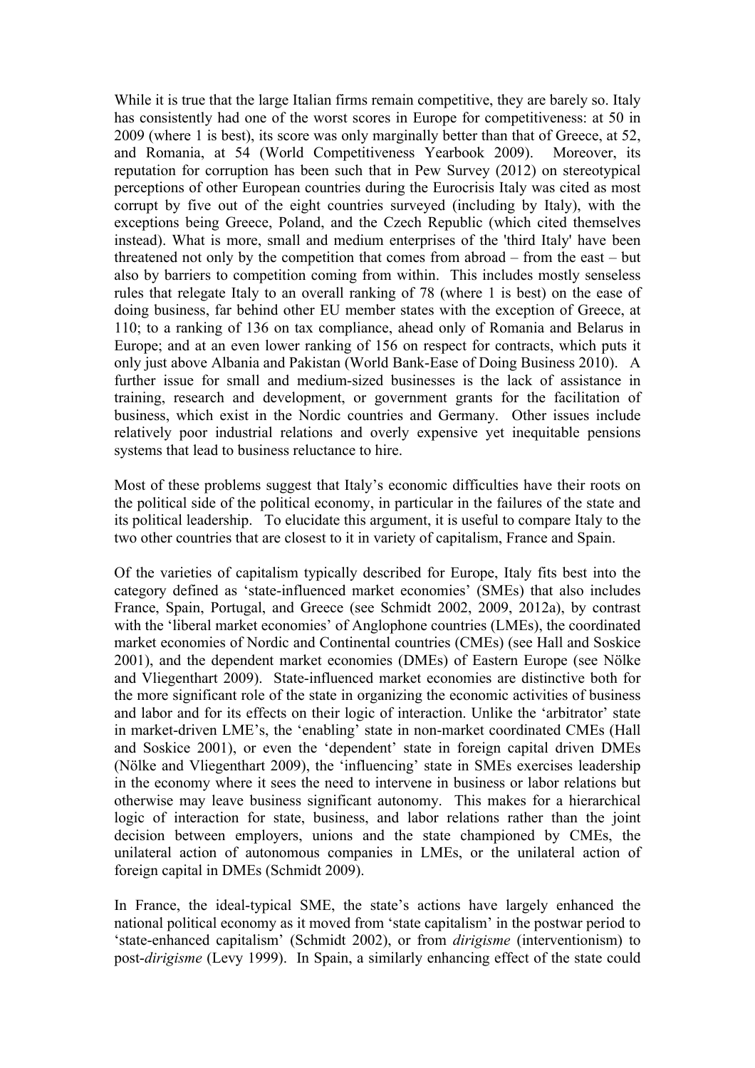While it is true that the large Italian firms remain competitive, they are barely so. Italy has consistently had one of the worst scores in Europe for competitiveness: at 50 in 2009 (where 1 is best), its score was only marginally better than that of Greece, at 52, and Romania, at 54 (World Competitiveness Yearbook 2009). Moreover, its reputation for corruption has been such that in Pew Survey (2012) on stereotypical perceptions of other European countries during the Eurocrisis Italy was cited as most corrupt by five out of the eight countries surveyed (including by Italy), with the exceptions being Greece, Poland, and the Czech Republic (which cited themselves instead). What is more, small and medium enterprises of the 'third Italy' have been threatened not only by the competition that comes from abroad – from the east – but also by barriers to competition coming from within. This includes mostly senseless rules that relegate Italy to an overall ranking of 78 (where 1 is best) on the ease of doing business, far behind other EU member states with the exception of Greece, at 110; to a ranking of 136 on tax compliance, ahead only of Romania and Belarus in Europe; and at an even lower ranking of 156 on respect for contracts, which puts it only just above Albania and Pakistan (World Bank-Ease of Doing Business 2010). A further issue for small and medium-sized businesses is the lack of assistance in training, research and development, or government grants for the facilitation of business, which exist in the Nordic countries and Germany. Other issues include relatively poor industrial relations and overly expensive yet inequitable pensions systems that lead to business reluctance to hire.

Most of these problems suggest that Italy's economic difficulties have their roots on the political side of the political economy, in particular in the failures of the state and its political leadership. To elucidate this argument, it is useful to compare Italy to the two other countries that are closest to it in variety of capitalism, France and Spain.

Of the varieties of capitalism typically described for Europe, Italy fits best into the category defined as 'state-influenced market economies' (SMEs) that also includes France, Spain, Portugal, and Greece (see Schmidt 2002, 2009, 2012a), by contrast with the 'liberal market economies' of Anglophone countries (LMEs), the coordinated market economies of Nordic and Continental countries (CMEs) (see Hall and Soskice 2001), and the dependent market economies (DMEs) of Eastern Europe (see Nölke and Vliegenthart 2009). State-influenced market economies are distinctive both for the more significant role of the state in organizing the economic activities of business and labor and for its effects on their logic of interaction. Unlike the 'arbitrator' state in market-driven LME's, the 'enabling' state in non-market coordinated CMEs (Hall and Soskice 2001), or even the 'dependent' state in foreign capital driven DMEs (Nölke and Vliegenthart 2009), the 'influencing' state in SMEs exercises leadership in the economy where it sees the need to intervene in business or labor relations but otherwise may leave business significant autonomy. This makes for a hierarchical logic of interaction for state, business, and labor relations rather than the joint decision between employers, unions and the state championed by CMEs, the unilateral action of autonomous companies in LMEs, or the unilateral action of foreign capital in DMEs (Schmidt 2009).

In France, the ideal-typical SME, the state's actions have largely enhanced the national political economy as it moved from 'state capitalism' in the postwar period to 'state-enhanced capitalism' (Schmidt 2002), or from *dirigisme* (interventionism) to post-*dirigisme* (Levy 1999). In Spain, a similarly enhancing effect of the state could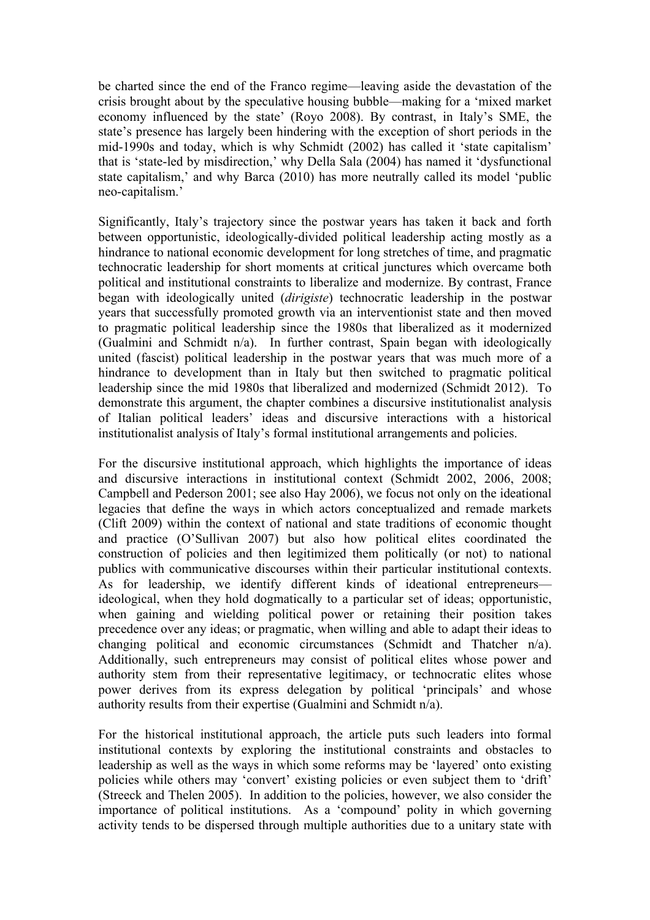be charted since the end of the Franco regime—leaving aside the devastation of the crisis brought about by the speculative housing bubble—making for a 'mixed market economy influenced by the state' (Royo 2008). By contrast, in Italy's SME, the state's presence has largely been hindering with the exception of short periods in the mid-1990s and today, which is why Schmidt (2002) has called it 'state capitalism' that is 'state-led by misdirection,' why Della Sala (2004) has named it 'dysfunctional state capitalism,' and why Barca (2010) has more neutrally called its model 'public neo-capitalism.'

Significantly, Italy's trajectory since the postwar years has taken it back and forth between opportunistic, ideologically-divided political leadership acting mostly as a hindrance to national economic development for long stretches of time, and pragmatic technocratic leadership for short moments at critical junctures which overcame both political and institutional constraints to liberalize and modernize. By contrast, France began with ideologically united (*dirigiste*) technocratic leadership in the postwar years that successfully promoted growth via an interventionist state and then moved to pragmatic political leadership since the 1980s that liberalized as it modernized (Gualmini and Schmidt n/a). In further contrast, Spain began with ideologically united (fascist) political leadership in the postwar years that was much more of a hindrance to development than in Italy but then switched to pragmatic political leadership since the mid 1980s that liberalized and modernized (Schmidt 2012). To demonstrate this argument, the chapter combines a discursive institutionalist analysis of Italian political leaders' ideas and discursive interactions with a historical institutionalist analysis of Italy's formal institutional arrangements and policies.

For the discursive institutional approach, which highlights the importance of ideas and discursive interactions in institutional context (Schmidt 2002, 2006, 2008; Campbell and Pederson 2001; see also Hay 2006), we focus not only on the ideational legacies that define the ways in which actors conceptualized and remade markets (Clift 2009) within the context of national and state traditions of economic thought and practice (O'Sullivan 2007) but also how political elites coordinated the construction of policies and then legitimized them politically (or not) to national publics with communicative discourses within their particular institutional contexts. As for leadership, we identify different kinds of ideational entrepreneurs—ideological, when they hold dogmatically to a particular set of ideas; opportunistic, when gaining and wielding political power or retaining their position takes precedence over any ideas; or pragmatic, when willing and able to adapt their ideas to changing political and economic circumstances (Schmidt and Thatcher n/a). Additionally, such entrepreneurs may consist of political elites whose power and authority stem from their representative legitimacy, or technocratic elites whose power derives from its express delegation by political 'principals' and whose authority results from their expertise (Gualmini and Schmidt n/a).

For the historical institutional approach, the article puts such leaders into formal institutional contexts by exploring the institutional constraints and obstacles to leadership as well as the ways in which some reforms may be 'layered' onto existing policies while others may 'convert' existing policies or even subject them to 'drift' (Streeck and Thelen 2005). In addition to the policies, however, we also consider the importance of political institutions. As a 'compound' polity in which governing activity tends to be dispersed through multiple authorities due to a unitary state with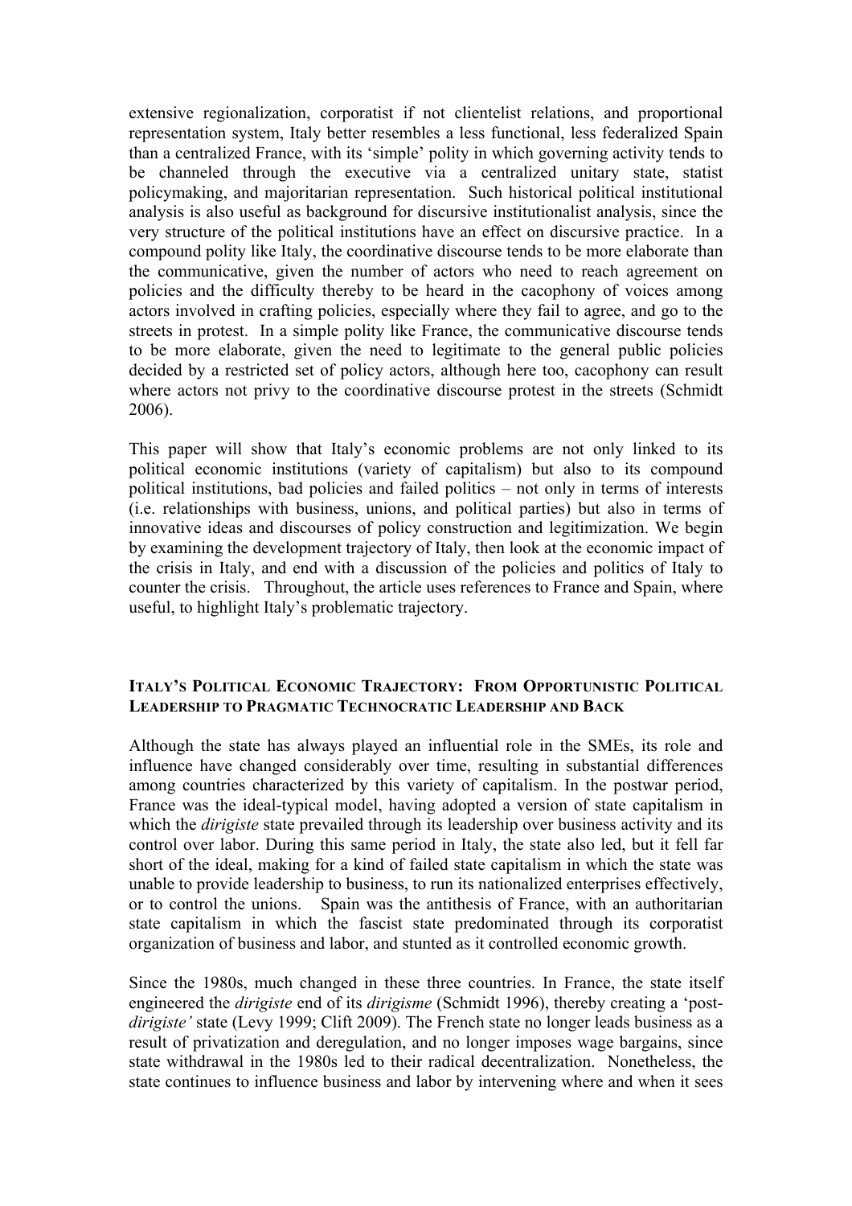extensive regionalization, corporatist if not clientelist relations, and proportional representation system, Italy better resembles a less functional, less federalized Spain than a centralized France, with its 'simple' polity in which governing activity tends to be channeled through the executive via a centralized unitary state, statist policymaking, and majoritarian representation. Such historical political institutional analysis is also useful as background for discursive institutionalist analysis, since the very structure of the political institutions have an effect on discursive practice. In a compound polity like Italy, the coordinative discourse tends to be more elaborate than the communicative, given the number of actors who need to reach agreement on policies and the difficulty thereby to be heard in the cacophony of voices among actors involved in crafting policies, especially where they fail to agree, and go to the streets in protest. In a simple polity like France, the communicative discourse tends to be more elaborate, given the need to legitimate to the general public policies decided by a restricted set of policy actors, although here too, cacophony can result where actors not privy to the coordinative discourse protest in the streets (Schmidt 2006).

This paper will show that Italy's economic problems are not only linked to its political economic institutions (variety of capitalism) but also to its compound political institutions, bad policies and failed politics – not only in terms of interests (i.e. relationships with business, unions, and political parties) but also in terms of innovative ideas and discourses of policy construction and legitimization. We begin by examining the development trajectory of Italy, then look at the economic impact of the crisis in Italy, and end with a discussion of the policies and politics of Italy to counter the crisis. Throughout, the article uses references to France and Spain, where useful, to highlight Italy's problematic trajectory.

## ITALY'S POLITICAL ECONOMIC TRAJECTORY: FROM OPPORTUNISTIC POLITICAL LEADERSHIP TO PRAGMATIC TECHNOCRATIC LEADERSHIP AND BACK

Although the state has always played an influential role in the SMEs, its role and influence have changed considerably over time, resulting in substantial differences among countries characterized by this variety of capitalism. In the postwar period, France was the ideal-typical model, having adopted a version of state capitalism in which the *dirigiste* state prevailed through its leadership over business activity and its control over labor. During this same period in Italy, the state also led, but it fell far short of the ideal, making for a kind of failed state capitalism in which the state was unable to provide leadership to business, to run its nationalized enterprises effectively, or to control the unions. Spain was the antithesis of France, with an authoritarian state capitalism in which the fascist state predominated through its corporatist organization of business and labor, and stunted as it controlled economic growth.

Since the 1980s, much changed in these three countries. In France, the state itself engineered the *dirigiste* end of its *dirigisme* (Schmidt 1996), thereby creating a 'post-*dirigiste'* state (Levy 1999; Clift 2009). The French state no longer leads business as a result of privatization and deregulation, and no longer imposes wage bargains, since state withdrawal in the 1980s led to their radical decentralization. Nonetheless, the state continues to influence business and labor by intervening where and when it sees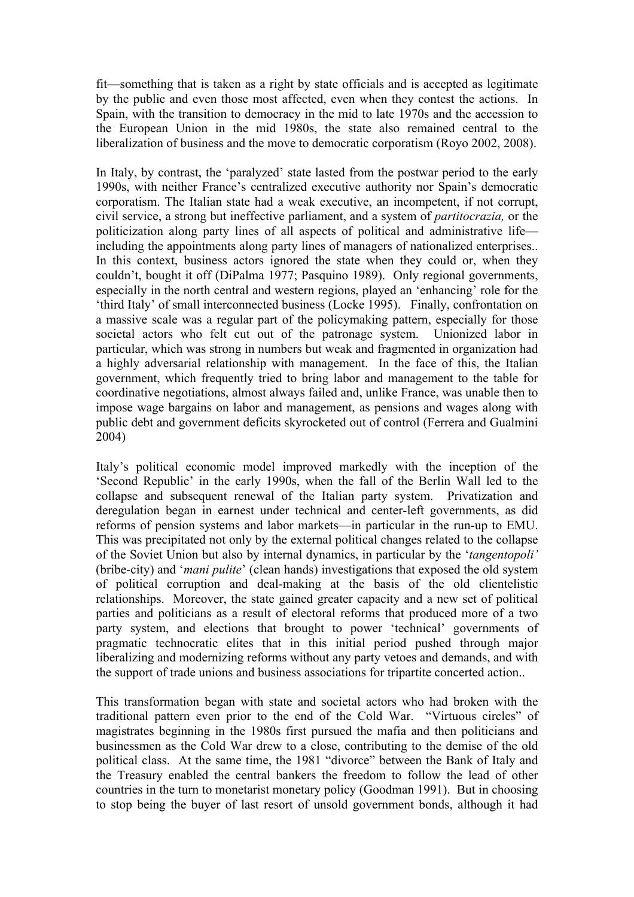fit—something that is taken as a right by state officials and is accepted as legitimate by the public and even those most affected, even when they contest the actions. In Spain, with the transition to democracy in the mid to late 1970s and the accession to the European Union in the mid 1980s, the state also remained central to the liberalization of business and the move to democratic corporatism (Royo 2002, 2008).

In Italy, by contrast, the 'paralyzed' state lasted from the postwar period to the early 1990s, with neither France's centralized executive authority nor Spain's democratic corporatism. The Italian state had a weak executive, an incompetent, if not corrupt, civil service, a strong but ineffective parliament, and a system of *partitocrazia,* or the politicization along party lines of all aspects of political and administrative life—including the appointments along party lines of managers of nationalized enterprises.. In this context, business actors ignored the state when they could or, when they couldn't, bought it off (DiPalma 1977; Pasquino 1989). Only regional governments, especially in the north central and western regions, played an 'enhancing' role for the 'third Italy' of small interconnected business (Locke 1995). Finally, confrontation on a massive scale was a regular part of the policymaking pattern, especially for those societal actors who felt cut out of the patronage system. Unionized labor in particular, which was strong in numbers but weak and fragmented in organization had a highly adversarial relationship with management. In the face of this, the Italian government, which frequently tried to bring labor and management to the table for coordinative negotiations, almost always failed and, unlike France, was unable then to impose wage bargains on labor and management, as pensions and wages along with public debt and government deficits skyrocketed out of control (Ferrera and Gualmini 2004)

Italy's political economic model improved markedly with the inception of the 'Second Republic' in the early 1990s, when the fall of the Berlin Wall led to the collapse and subsequent renewal of the Italian party system. Privatization and deregulation began in earnest under technical and center-left governments, as did reforms of pension systems and labor markets—in particular in the run-up to EMU. This was precipitated not only by the external political changes related to the collapse of the Soviet Union but also by internal dynamics, in particular by the '*tangentopoli'* (bribe-city) and '*mani pulite*' (clean hands) investigations that exposed the old system of political corruption and deal-making at the basis of the old clientelistic relationships. Moreover, the state gained greater capacity and a new set of political parties and politicians as a result of electoral reforms that produced more of a two party system, and elections that brought to power 'technical' governments of pragmatic technocratic elites that in this initial period pushed through major liberalizing and modernizing reforms without any party vetoes and demands, and with the support of trade unions and business associations for tripartite concerted action..

This transformation began with state and societal actors who had broken with the traditional pattern even prior to the end of the Cold War. "Virtuous circles" of magistrates beginning in the 1980s first pursued the mafia and then politicians and businessmen as the Cold War drew to a close, contributing to the demise of the old political class. At the same time, the 1981 "divorce" between the Bank of Italy and the Treasury enabled the central bankers the freedom to follow the lead of other countries in the turn to monetarist monetary policy (Goodman 1991). But in choosing to stop being the buyer of last resort of unsold government bonds, although it had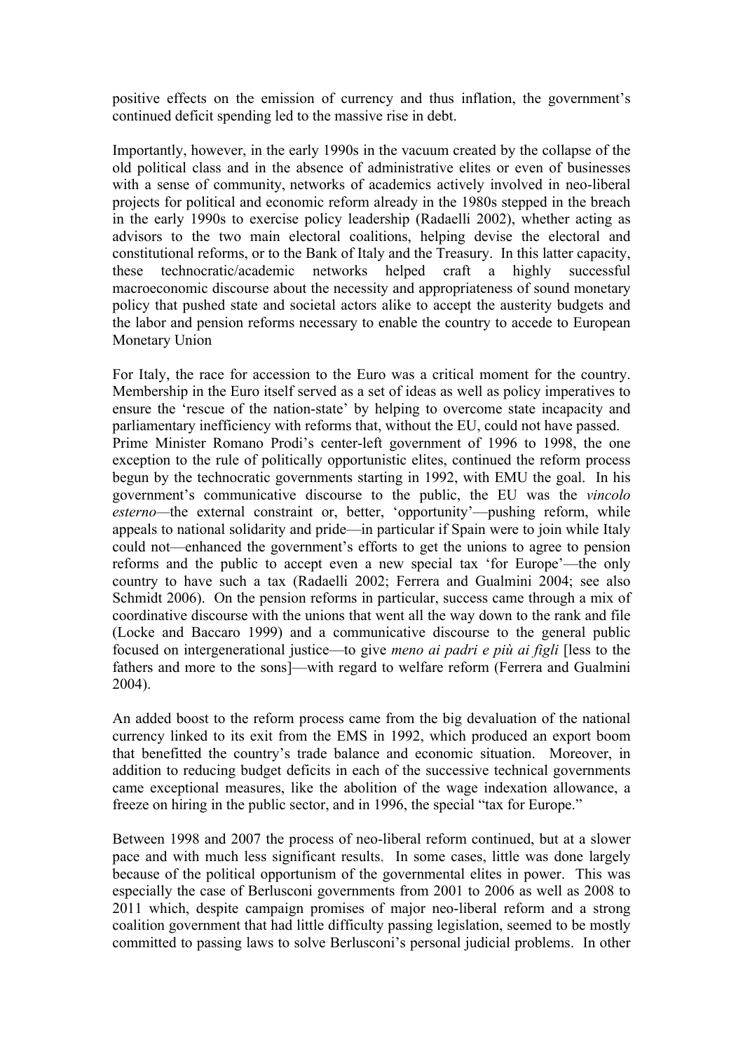positive effects on the emission of currency and thus inflation, the government's continued deficit spending led to the massive rise in debt.

Importantly, however, in the early 1990s in the vacuum created by the collapse of the old political class and in the absence of administrative elites or even of businesses with a sense of community, networks of academics actively involved in neo-liberal projects for political and economic reform already in the 1980s stepped in the breach in the early 1990s to exercise policy leadership (Radaelli 2002), whether acting as advisors to the two main electoral coalitions, helping devise the electoral and constitutional reforms, or to the Bank of Italy and the Treasury. In this latter capacity, these technocratic/academic networks helped craft a highly successful macroeconomic discourse about the necessity and appropriateness of sound monetary policy that pushed state and societal actors alike to accept the austerity budgets and the labor and pension reforms necessary to enable the country to accede to European Monetary Union

For Italy, the race for accession to the Euro was a critical moment for the country. Membership in the Euro itself served as a set of ideas as well as policy imperatives to ensure the 'rescue of the nation-state' by helping to overcome state incapacity and parliamentary inefficiency with reforms that, without the EU, could not have passed. Prime Minister Romano Prodi's center-left government of 1996 to 1998, the one exception to the rule of politically opportunistic elites, continued the reform process begun by the technocratic governments starting in 1992, with EMU the goal. In his government's communicative discourse to the public, the EU was the *vincolo esterno*—the external constraint or, better, 'opportunity'—pushing reform, while appeals to national solidarity and pride—in particular if Spain were to join while Italy could not—enhanced the government's efforts to get the unions to agree to pension reforms and the public to accept even a new special tax 'for Europe'—the only country to have such a tax (Radaelli 2002; Ferrera and Gualmini 2004; see also Schmidt 2006). On the pension reforms in particular, success came through a mix of coordinative discourse with the unions that went all the way down to the rank and file (Locke and Baccaro 1999) and a communicative discourse to the general public focused on intergenerational justice—to give *meno ai padri e più ai figli* [less to the fathers and more to the sons]—with regard to welfare reform (Ferrera and Gualmini 2004).

An added boost to the reform process came from the big devaluation of the national currency linked to its exit from the EMS in 1992, which produced an export boom that benefitted the country's trade balance and economic situation. Moreover, in addition to reducing budget deficits in each of the successive technical governments came exceptional measures, like the abolition of the wage indexation allowance, a freeze on hiring in the public sector, and in 1996, the special "tax for Europe."

Between 1998 and 2007 the process of neo-liberal reform continued, but at a slower pace and with much less significant results. In some cases, little was done largely because of the political opportunism of the governmental elites in power. This was especially the case of Berlusconi governments from 2001 to 2006 as well as 2008 to 2011 which, despite campaign promises of major neo-liberal reform and a strong coalition government that had little difficulty passing legislation, seemed to be mostly committed to passing laws to solve Berlusconi's personal judicial problems. In other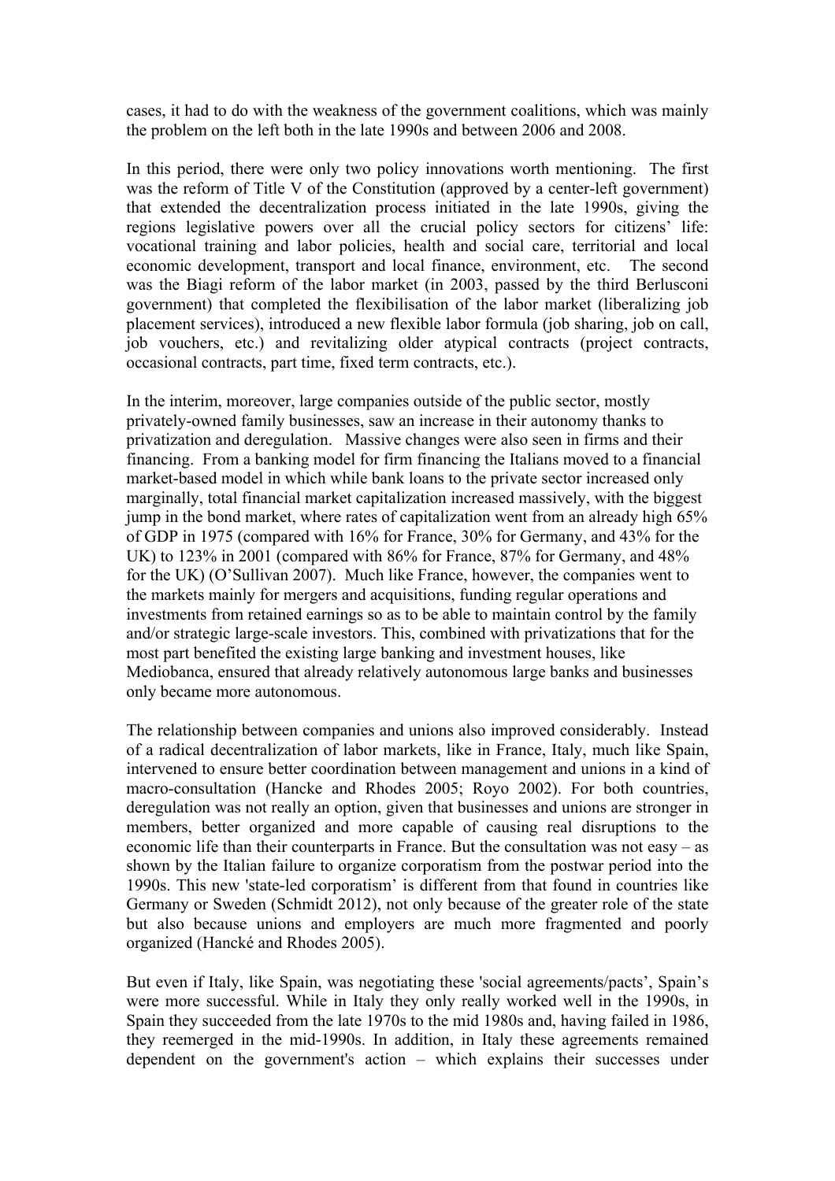cases, it had to do with the weakness of the government coalitions, which was mainly the problem on the left both in the late 1990s and between 2006 and 2008.

In this period, there were only two policy innovations worth mentioning. The first was the reform of Title V of the Constitution (approved by a center-left government) that extended the decentralization process initiated in the late 1990s, giving the regions legislative powers over all the crucial policy sectors for citizens' life: vocational training and labor policies, health and social care, territorial and local economic development, transport and local finance, environment, etc. The second was the Biagi reform of the labor market (in 2003, passed by the third Berlusconi government) that completed the flexibilisation of the labor market (liberalizing job placement services), introduced a new flexible labor formula (job sharing, job on call, job vouchers, etc.) and revitalizing older atypical contracts (project contracts, occasional contracts, part time, fixed term contracts, etc.).

In the interim, moreover, large companies outside of the public sector, mostly privately-owned family businesses, saw an increase in their autonomy thanks to privatization and deregulation. Massive changes were also seen in firms and their financing. From a banking model for firm financing the Italians moved to a financial market-based model in which while bank loans to the private sector increased only marginally, total financial market capitalization increased massively, with the biggest jump in the bond market, where rates of capitalization went from an already high 65% of GDP in 1975 (compared with 16% for France, 30% for Germany, and 43% for the UK) to 123% in 2001 (compared with 86% for France, 87% for Germany, and 48% for the UK) (O'Sullivan 2007). Much like France, however, the companies went to the markets mainly for mergers and acquisitions, funding regular operations and investments from retained earnings so as to be able to maintain control by the family and/or strategic large-scale investors. This, combined with privatizations that for the most part benefited the existing large banking and investment houses, like Mediobanca, ensured that already relatively autonomous large banks and businesses only became more autonomous.

The relationship between companies and unions also improved considerably. Instead of a radical decentralization of labor markets, like in France, Italy, much like Spain, intervened to ensure better coordination between management and unions in a kind of macro-consultation (Hancke and Rhodes 2005; Royo 2002). For both countries, deregulation was not really an option, given that businesses and unions are stronger in members, better organized and more capable of causing real disruptions to the economic life than their counterparts in France. But the consultation was not easy – as shown by the Italian failure to organize corporatism from the postwar period into the 1990s. This new 'state-led corporatism' is different from that found in countries like Germany or Sweden (Schmidt 2012), not only because of the greater role of the state but also because unions and employers are much more fragmented and poorly organized (Hancké and Rhodes 2005).

But even if Italy, like Spain, was negotiating these 'social agreements/pacts', Spain's were more successful. While in Italy they only really worked well in the 1990s, in Spain they succeeded from the late 1970s to the mid 1980s and, having failed in 1986, they reemerged in the mid-1990s. In addition, in Italy these agreements remained dependent on the government's action – which explains their successes under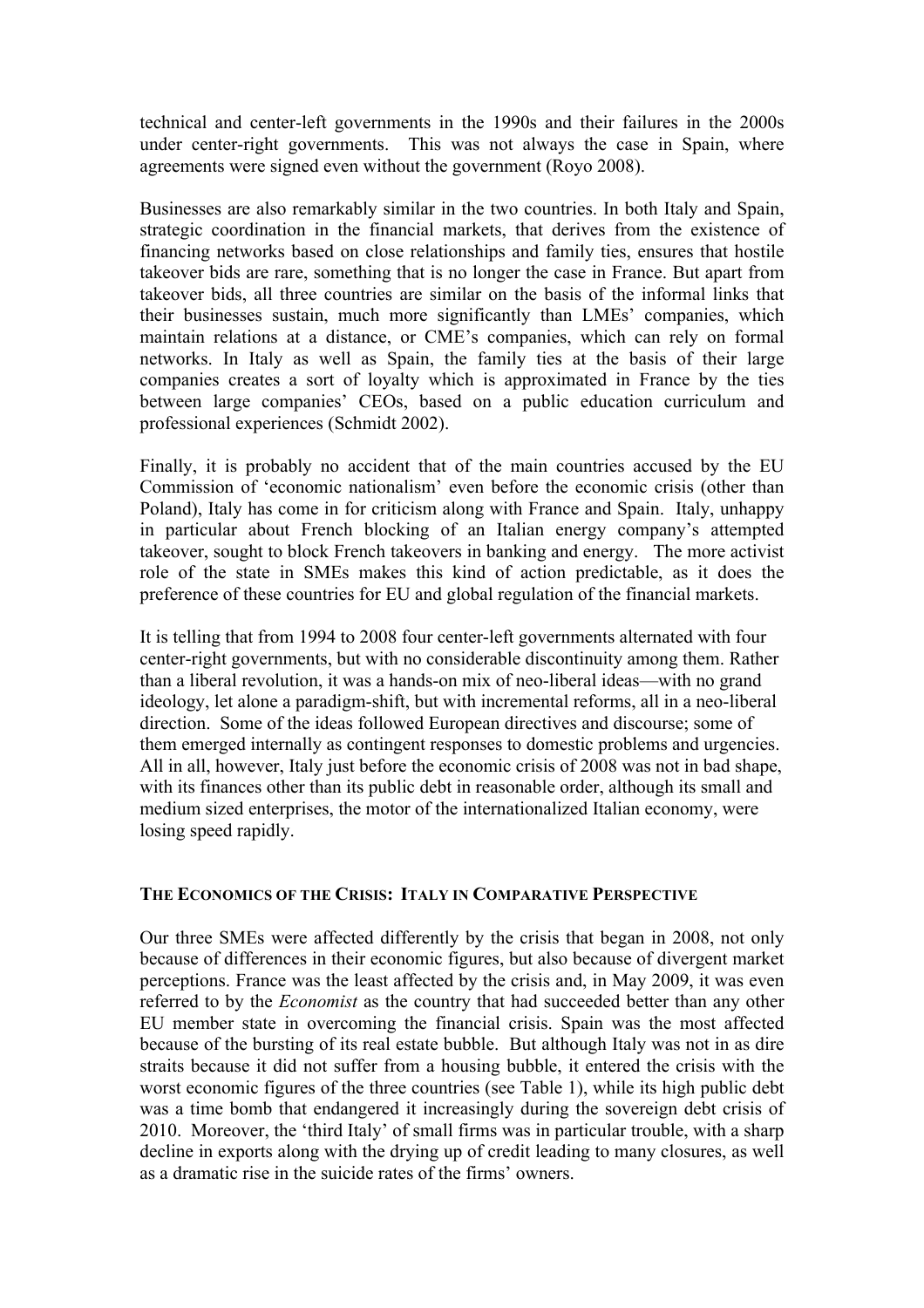technical and center-left governments in the 1990s and their failures in the 2000s under center-right governments. This was not always the case in Spain, where agreements were signed even without the government (Royo 2008).

Businesses are also remarkably similar in the two countries. In both Italy and Spain, strategic coordination in the financial markets, that derives from the existence of financing networks based on close relationships and family ties, ensures that hostile takeover bids are rare, something that is no longer the case in France. But apart from takeover bids, all three countries are similar on the basis of the informal links that their businesses sustain, much more significantly than LMEs' companies, which maintain relations at a distance, or CME's companies, which can rely on formal networks. In Italy as well as Spain, the family ties at the basis of their large companies creates a sort of loyalty which is approximated in France by the ties between large companies' CEOs, based on a public education curriculum and professional experiences (Schmidt 2002).

Finally, it is probably no accident that of the main countries accused by the EU Commission of 'economic nationalism' even before the economic crisis (other than Poland), Italy has come in for criticism along with France and Spain. Italy, unhappy in particular about French blocking of an Italian energy company's attempted takeover, sought to block French takeovers in banking and energy. The more activist role of the state in SMEs makes this kind of action predictable, as it does the preference of these countries for EU and global regulation of the financial markets.

It is telling that from 1994 to 2008 four center-left governments alternated with four center-right governments, but with no considerable discontinuity among them. Rather than a liberal revolution, it was a hands-on mix of neo-liberal ideas—with no grand ideology, let alone a paradigm-shift, but with incremental reforms, all in a neo-liberal direction. Some of the ideas followed European directives and discourse; some of them emerged internally as contingent responses to domestic problems and urgencies. All in all, however, Italy just before the economic crisis of 2008 was not in bad shape, with its finances other than its public debt in reasonable order, although its small and medium sized enterprises, the motor of the internationalized Italian economy, were losing speed rapidly.

## The Economics of the Crisis: Italy in Comparative Perspective

Our three SMEs were affected differently by the crisis that began in 2008, not only because of differences in their economic figures, but also because of divergent market perceptions. France was the least affected by the crisis and, in May 2009, it was even referred to by the *Economist* as the country that had succeeded better than any other EU member state in overcoming the financial crisis. Spain was the most affected because of the bursting of its real estate bubble. But although Italy was not in as dire straits because it did not suffer from a housing bubble, it entered the crisis with the worst economic figures of the three countries (see Table 1), while its high public debt was a time bomb that endangered it increasingly during the sovereign debt crisis of 2010. Moreover, the 'third Italy' of small firms was in particular trouble, with a sharp decline in exports along with the drying up of credit leading to many closures, as well as a dramatic rise in the suicide rates of the firms' owners.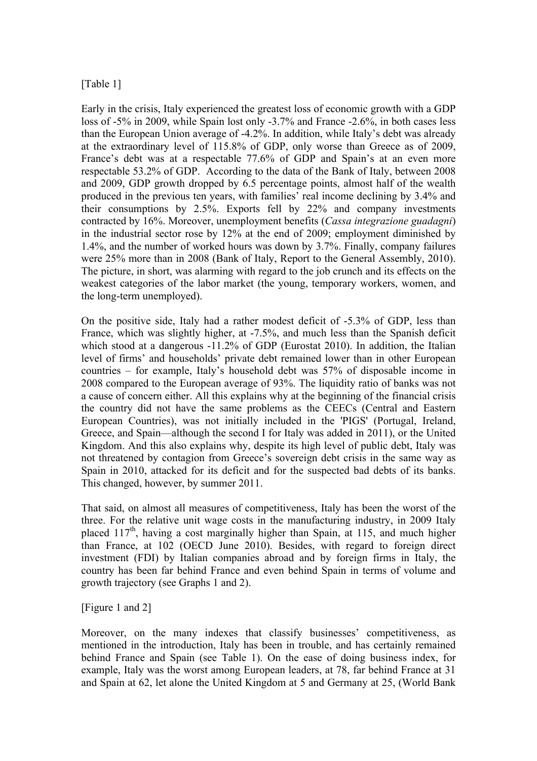[Table 1]

Early in the crisis, Italy experienced the greatest loss of economic growth with a GDP loss of -5% in 2009, while Spain lost only -3.7% and France -2.6%, in both cases less than the European Union average of -4.2%. In addition, while Italy's debt was already at the extraordinary level of 115.8% of GDP, only worse than Greece as of 2009, France's debt was at a respectable 77.6% of GDP and Spain's at an even more respectable 53.2% of GDP. According to the data of the Bank of Italy, between 2008 and 2009, GDP growth dropped by 6.5 percentage points, almost half of the wealth produced in the previous ten years, with families' real income declining by 3.4% and their consumptions by 2.5%. Exports fell by 22% and company investments contracted by 16%. Moreover, unemployment benefits (*Cassa integrazione guadagni*) in the industrial sector rose by 12% at the end of 2009; employment diminished by 1.4%, and the number of worked hours was down by 3.7%. Finally, company failures were 25% more than in 2008 (Bank of Italy, Report to the General Assembly, 2010). The picture, in short, was alarming with regard to the job crunch and its effects on the weakest categories of the labor market (the young, temporary workers, women, and the long-term unemployed).

On the positive side, Italy had a rather modest deficit of -5.3% of GDP, less than France, which was slightly higher, at -7.5%, and much less than the Spanish deficit which stood at a dangerous -11.2% of GDP (Eurostat 2010). In addition, the Italian level of firms' and households' private debt remained lower than in other European countries – for example, Italy's household debt was 57% of disposable income in 2008 compared to the European average of 93%. The liquidity ratio of banks was not a cause of concern either. All this explains why at the beginning of the financial crisis the country did not have the same problems as the CEECs (Central and Eastern European Countries), was not initially included in the 'PIGS' (Portugal, Ireland, Greece, and Spain—although the second I for Italy was added in 2011), or the United Kingdom. And this also explains why, despite its high level of public debt, Italy was not threatened by contagion from Greece's sovereign debt crisis in the same way as Spain in 2010, attacked for its deficit and for the suspected bad debts of its banks. This changed, however, by summer 2011.

That said, on almost all measures of competitiveness, Italy has been the worst of the three. For the relative unit wage costs in the manufacturing industry, in 2009 Italy placed 117[th], having a cost marginally higher than Spain, at 115, and much higher than France, at 102 (OECD June 2010). Besides, with regard to foreign direct investment (FDI) by Italian companies abroad and by foreign firms in Italy, the country has been far behind France and even behind Spain in terms of volume and growth trajectory (see Graphs 1 and 2).

[Figure 1 and 2]

Moreover, on the many indexes that classify businesses' competitiveness, as mentioned in the introduction, Italy has been in trouble, and has certainly remained behind France and Spain (see Table 1). On the ease of doing business index, for example, Italy was the worst among European leaders, at 78, far behind France at 31 and Spain at 62, let alone the United Kingdom at 5 and Germany at 25, (World Bank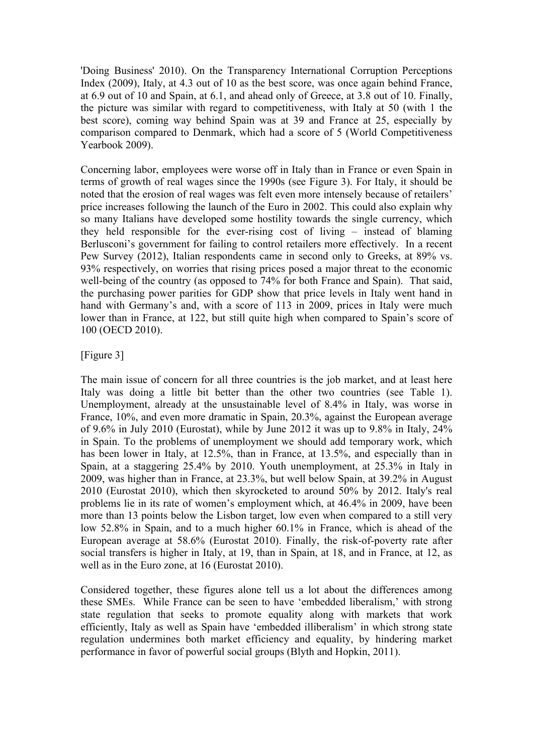'Doing Business' 2010). On the Transparency International Corruption Perceptions Index (2009), Italy, at 4.3 out of 10 as the best score, was once again behind France, at 6.9 out of 10 and Spain, at 6.1, and ahead only of Greece, at 3.8 out of 10. Finally, the picture was similar with regard to competitiveness, with Italy at 50 (with 1 the best score), coming way behind Spain was at 39 and France at 25, especially by comparison compared to Denmark, which had a score of 5 (World Competitiveness Yearbook 2009).

Concerning labor, employees were worse off in Italy than in France or even Spain in terms of growth of real wages since the 1990s (see Figure 3). For Italy, it should be noted that the erosion of real wages was felt even more intensely because of retailers' price increases following the launch of the Euro in 2002. This could also explain why so many Italians have developed some hostility towards the single currency, which they held responsible for the ever-rising cost of living – instead of blaming Berlusconi's government for failing to control retailers more effectively. In a recent Pew Survey (2012), Italian respondents came in second only to Greeks, at 89% vs. 93% respectively, on worries that rising prices posed a major threat to the economic well-being of the country (as opposed to 74% for both France and Spain). That said, the purchasing power parities for GDP show that price levels in Italy went hand in hand with Germany's and, with a score of 113 in 2009, prices in Italy were much lower than in France, at 122, but still quite high when compared to Spain's score of 100 (OECD 2010).

[Figure 3]

The main issue of concern for all three countries is the job market, and at least here Italy was doing a little bit better than the other two countries (see Table 1). Unemployment, already at the unsustainable level of 8.4% in Italy, was worse in France, 10%, and even more dramatic in Spain, 20.3%, against the European average of 9.6% in July 2010 (Eurostat), while by June 2012 it was up to 9.8% in Italy, 24% in Spain. To the problems of unemployment we should add temporary work, which has been lower in Italy, at 12.5%, than in France, at 13.5%, and especially than in Spain, at a staggering 25.4% by 2010. Youth unemployment, at 25.3% in Italy in 2009, was higher than in France, at 23.3%, but well below Spain, at 39.2% in August 2010 (Eurostat 2010), which then skyrocketed to around 50% by 2012. Italy's real problems lie in its rate of women's employment which, at 46.4% in 2009, have been more than 13 points below the Lisbon target, low even when compared to a still very low 52.8% in Spain, and to a much higher 60.1% in France, which is ahead of the European average at 58.6% (Eurostat 2010). Finally, the risk-of-poverty rate after social transfers is higher in Italy, at 19, than in Spain, at 18, and in France, at 12, as well as in the Euro zone, at 16 (Eurostat 2010).

Considered together, these figures alone tell us a lot about the differences among these SMEs. While France can be seen to have 'embedded liberalism,' with strong state regulation that seeks to promote equality along with markets that work efficiently, Italy as well as Spain have 'embedded illiberalism' in which strong state regulation undermines both market efficiency and equality, by hindering market performance in favor of powerful social groups (Blyth and Hopkin, 2011).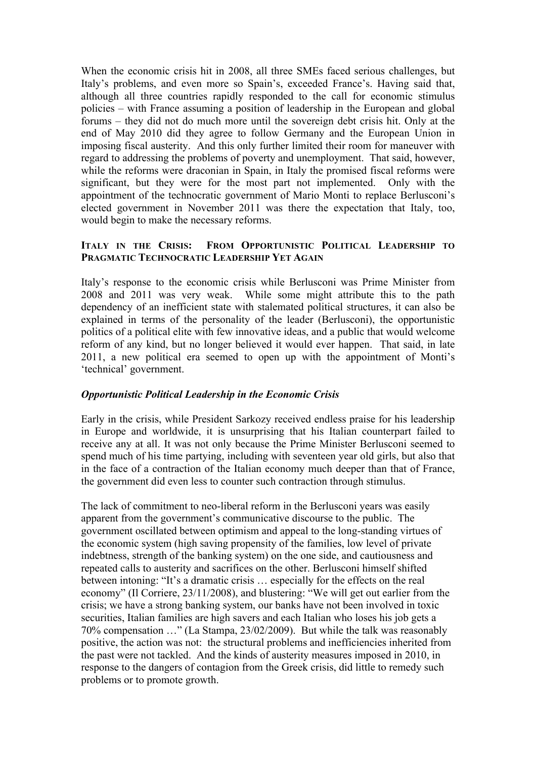When the economic crisis hit in 2008, all three SMEs faced serious challenges, but Italy's problems, and even more so Spain's, exceeded France's. Having said that, although all three countries rapidly responded to the call for economic stimulus policies – with France assuming a position of leadership in the European and global forums – they did not do much more until the sovereign debt crisis hit. Only at the end of May 2010 did they agree to follow Germany and the European Union in imposing fiscal austerity. And this only further limited their room for maneuver with regard to addressing the problems of poverty and unemployment. That said, however, while the reforms were draconian in Spain, in Italy the promised fiscal reforms were significant, but they were for the most part not implemented. Only with the appointment of the technocratic government of Mario Monti to replace Berlusconi's elected government in November 2011 was there the expectation that Italy, too, would begin to make the necessary reforms.

## ITALY IN THE CRISIS: FROM OPPORTUNISTIC POLITICAL LEADERSHIP TO PRAGMATIC TECHNOCRATIC LEADERSHIP YET AGAIN

Italy's response to the economic crisis while Berlusconi was Prime Minister from 2008 and 2011 was very weak. While some might attribute this to the path dependency of an inefficient state with stalemated political structures, it can also be explained in terms of the personality of the leader (Berlusconi), the opportunistic politics of a political elite with few innovative ideas, and a public that would welcome reform of any kind, but no longer believed it would ever happen. That said, in late 2011, a new political era seemed to open up with the appointment of Monti's 'technical' government.

### *Opportunistic Political Leadership in the Economic Crisis*

Early in the crisis, while President Sarkozy received endless praise for his leadership in Europe and worldwide, it is unsurprising that his Italian counterpart failed to receive any at all. It was not only because the Prime Minister Berlusconi seemed to spend much of his time partying, including with seventeen year old girls, but also that in the face of a contraction of the Italian economy much deeper than that of France, the government did even less to counter such contraction through stimulus.

The lack of commitment to neo-liberal reform in the Berlusconi years was easily apparent from the government's communicative discourse to the public. The government oscillated between optimism and appeal to the long-standing virtues of the economic system (high saving propensity of the families, low level of private indebtness, strength of the banking system) on the one side, and cautiousness and repeated calls to austerity and sacrifices on the other. Berlusconi himself shifted between intoning: "It's a dramatic crisis … especially for the effects on the real economy" (Il Corriere, 23/11/2008), and blustering: "We will get out earlier from the crisis; we have a strong banking system, our banks have not been involved in toxic securities, Italian families are high savers and each Italian who loses his job gets a 70% compensation …" (La Stampa, 23/02/2009). But while the talk was reasonably positive, the action was not: the structural problems and inefficiencies inherited from the past were not tackled. And the kinds of austerity measures imposed in 2010, in response to the dangers of contagion from the Greek crisis, did little to remedy such problems or to promote growth.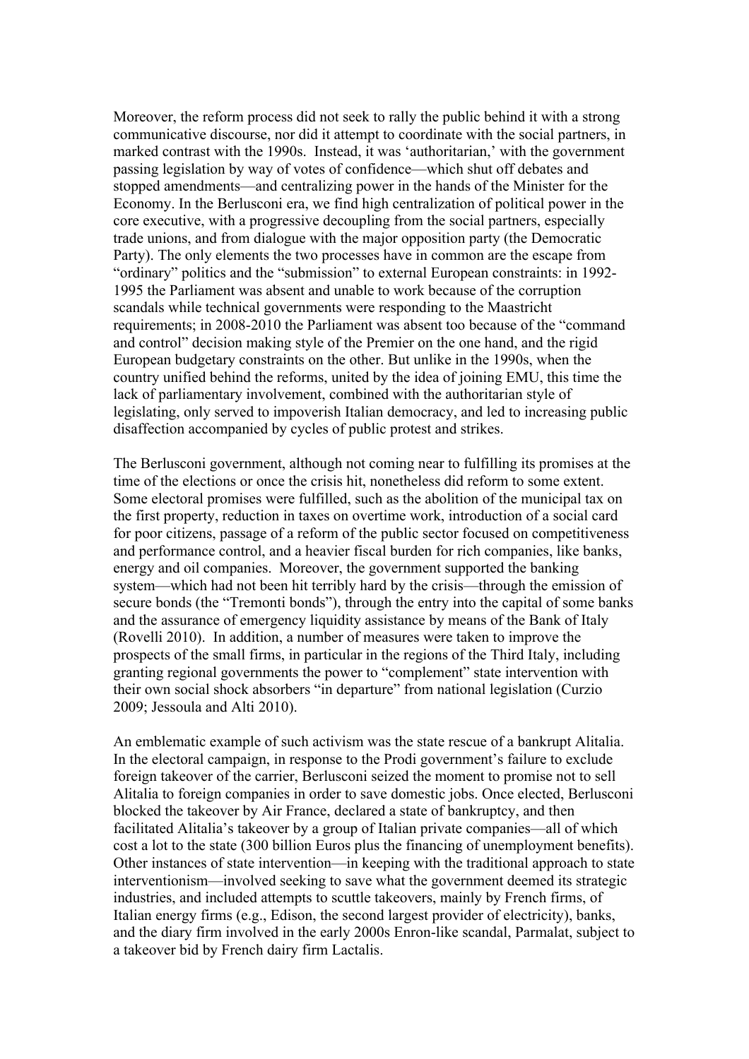Moreover, the reform process did not seek to rally the public behind it with a strong communicative discourse, nor did it attempt to coordinate with the social partners, in marked contrast with the 1990s. Instead, it was 'authoritarian,' with the government passing legislation by way of votes of confidence—which shut off debates and stopped amendments—and centralizing power in the hands of the Minister for the Economy. In the Berlusconi era, we find high centralization of political power in the core executive, with a progressive decoupling from the social partners, especially trade unions, and from dialogue with the major opposition party (the Democratic Party). The only elements the two processes have in common are the escape from "ordinary" politics and the "submission" to external European constraints: in 1992-1995 the Parliament was absent and unable to work because of the corruption scandals while technical governments were responding to the Maastricht requirements; in 2008-2010 the Parliament was absent too because of the "command and control" decision making style of the Premier on the one hand, and the rigid European budgetary constraints on the other. But unlike in the 1990s, when the country unified behind the reforms, united by the idea of joining EMU, this time the lack of parliamentary involvement, combined with the authoritarian style of legislating, only served to impoverish Italian democracy, and led to increasing public disaffection accompanied by cycles of public protest and strikes.

The Berlusconi government, although not coming near to fulfilling its promises at the time of the elections or once the crisis hit, nonetheless did reform to some extent. Some electoral promises were fulfilled, such as the abolition of the municipal tax on the first property, reduction in taxes on overtime work, introduction of a social card for poor citizens, passage of a reform of the public sector focused on competitiveness and performance control, and a heavier fiscal burden for rich companies, like banks, energy and oil companies. Moreover, the government supported the banking system—which had not been hit terribly hard by the crisis—through the emission of secure bonds (the "Tremonti bonds"), through the entry into the capital of some banks and the assurance of emergency liquidity assistance by means of the Bank of Italy (Rovelli 2010). In addition, a number of measures were taken to improve the prospects of the small firms, in particular in the regions of the Third Italy, including granting regional governments the power to "complement" state intervention with their own social shock absorbers "in departure" from national legislation (Curzio 2009; Jessoula and Alti 2010).

An emblematic example of such activism was the state rescue of a bankrupt Alitalia. In the electoral campaign, in response to the Prodi government's failure to exclude foreign takeover of the carrier, Berlusconi seized the moment to promise not to sell Alitalia to foreign companies in order to save domestic jobs. Once elected, Berlusconi blocked the takeover by Air France, declared a state of bankruptcy, and then facilitated Alitalia's takeover by a group of Italian private companies—all of which cost a lot to the state (300 billion Euros plus the financing of unemployment benefits). Other instances of state intervention—in keeping with the traditional approach to state interventionism—involved seeking to save what the government deemed its strategic industries, and included attempts to scuttle takeovers, mainly by French firms, of Italian energy firms (e.g., Edison, the second largest provider of electricity), banks, and the diary firm involved in the early 2000s Enron-like scandal, Parmalat, subject to a takeover bid by French dairy firm Lactalis.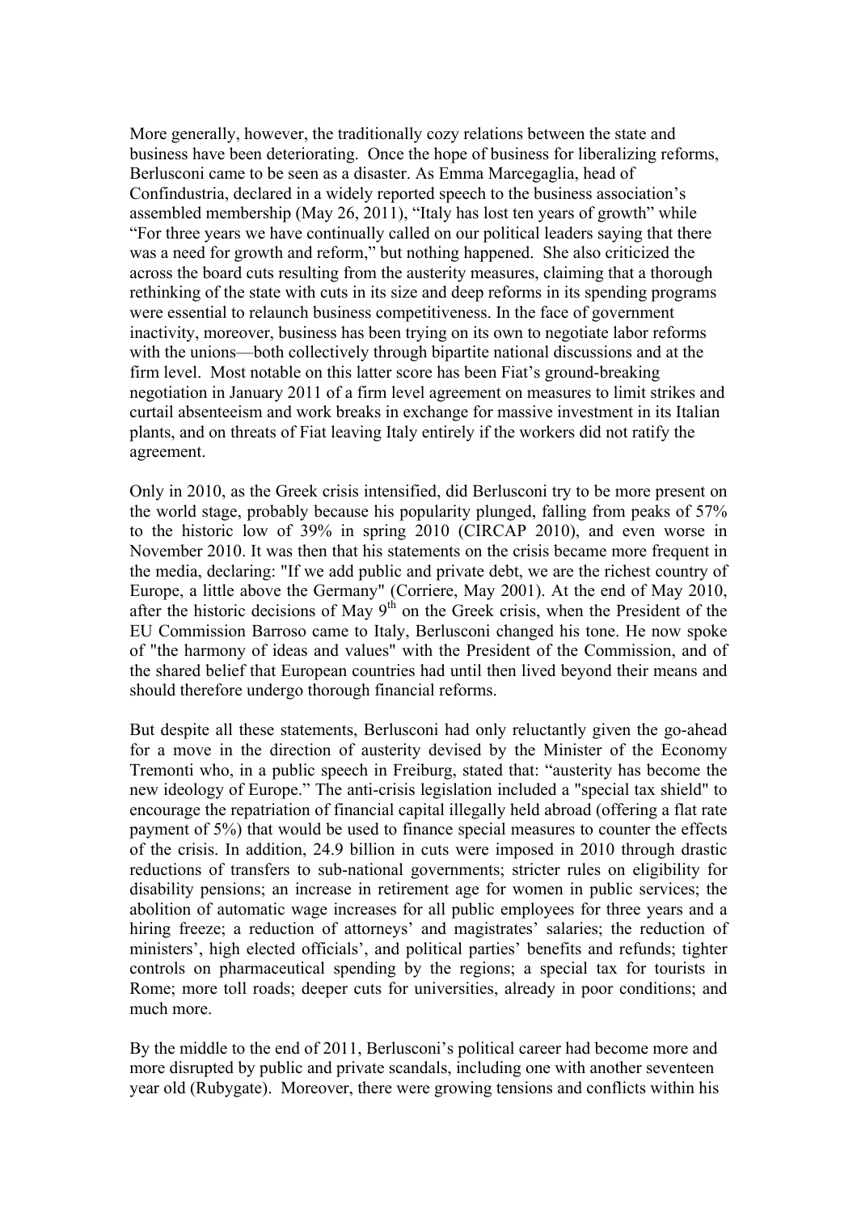More generally, however, the traditionally cozy relations between the state and business have been deteriorating. Once the hope of business for liberalizing reforms, Berlusconi came to be seen as a disaster. As Emma Marcegaglia, head of Confindustria, declared in a widely reported speech to the business association's assembled membership (May 26, 2011), "Italy has lost ten years of growth" while "For three years we have continually called on our political leaders saying that there was a need for growth and reform," but nothing happened. She also criticized the across the board cuts resulting from the austerity measures, claiming that a thorough rethinking of the state with cuts in its size and deep reforms in its spending programs were essential to relaunch business competitiveness. In the face of government inactivity, moreover, business has been trying on its own to negotiate labor reforms with the unions—both collectively through bipartite national discussions and at the firm level. Most notable on this latter score has been Fiat's ground-breaking negotiation in January 2011 of a firm level agreement on measures to limit strikes and curtail absenteeism and work breaks in exchange for massive investment in its Italian plants, and on threats of Fiat leaving Italy entirely if the workers did not ratify the agreement.

Only in 2010, as the Greek crisis intensified, did Berlusconi try to be more present on the world stage, probably because his popularity plunged, falling from peaks of 57% to the historic low of 39% in spring 2010 (CIRCAP 2010), and even worse in November 2010. It was then that his statements on the crisis became more frequent in the media, declaring: "If we add public and private debt, we are the richest country of Europe, a little above the Germany" (Corriere, May 2001). At the end of May 2010, after the historic decisions of May 9th on the Greek crisis, when the President of the EU Commission Barroso came to Italy, Berlusconi changed his tone. He now spoke of "the harmony of ideas and values" with the President of the Commission, and of the shared belief that European countries had until then lived beyond their means and should therefore undergo thorough financial reforms.

But despite all these statements, Berlusconi had only reluctantly given the go-ahead for a move in the direction of austerity devised by the Minister of the Economy Tremonti who, in a public speech in Freiburg, stated that: "austerity has become the new ideology of Europe." The anti-crisis legislation included a "special tax shield" to encourage the repatriation of financial capital illegally held abroad (offering a flat rate payment of 5%) that would be used to finance special measures to counter the effects of the crisis. In addition, 24.9 billion in cuts were imposed in 2010 through drastic reductions of transfers to sub-national governments; stricter rules on eligibility for disability pensions; an increase in retirement age for women in public services; the abolition of automatic wage increases for all public employees for three years and a hiring freeze; a reduction of attorneys' and magistrates' salaries; the reduction of ministers', high elected officials', and political parties' benefits and refunds; tighter controls on pharmaceutical spending by the regions; a special tax for tourists in Rome; more toll roads; deeper cuts for universities, already in poor conditions; and much more.

By the middle to the end of 2011, Berlusconi's political career had become more and more disrupted by public and private scandals, including one with another seventeen year old (Rubygate). Moreover, there were growing tensions and conflicts within his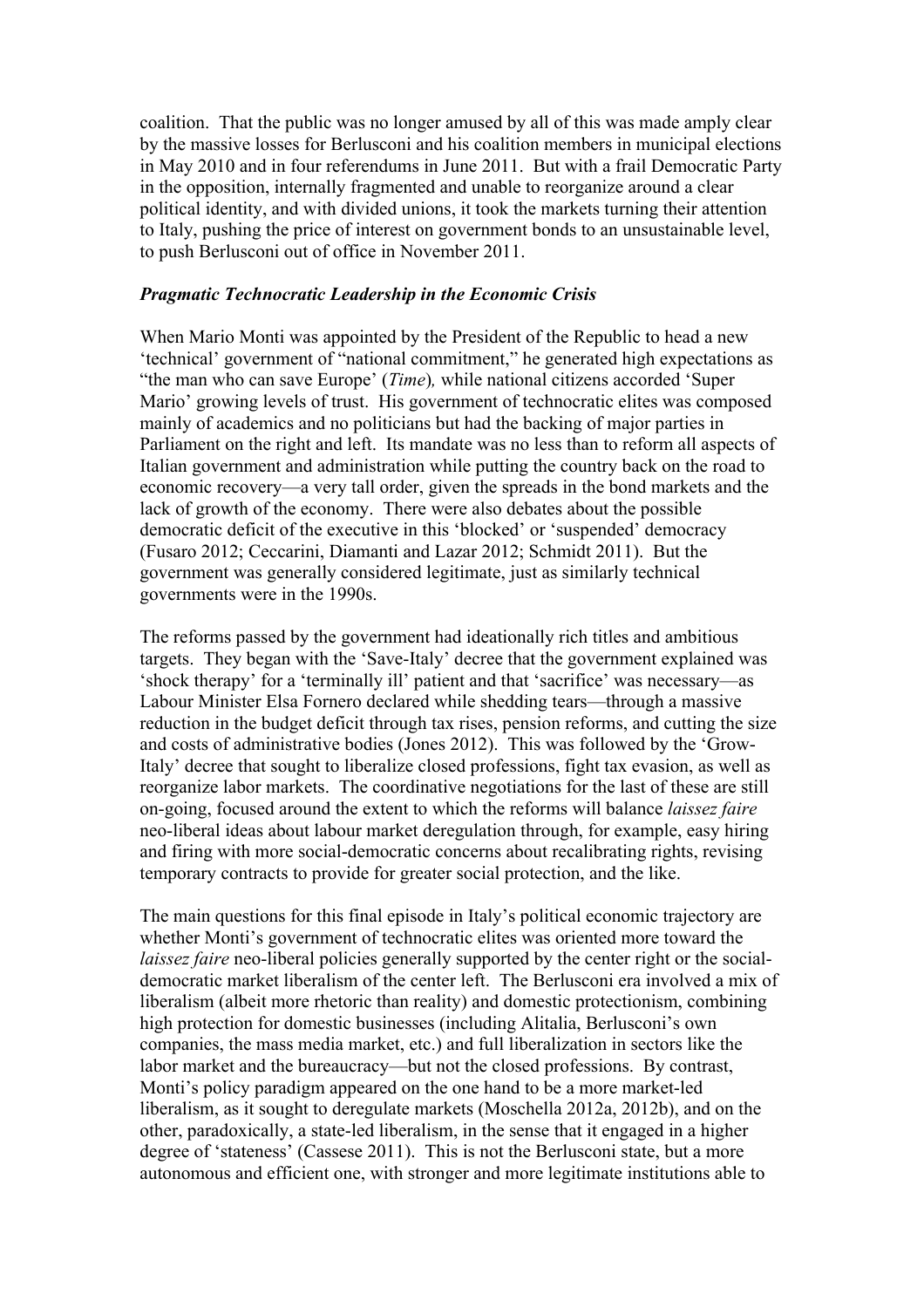coalition. That the public was no longer amused by all of this was made amply clear by the massive losses for Berlusconi and his coalition members in municipal elections in May 2010 and in four referendums in June 2011. But with a frail Democratic Party in the opposition, internally fragmented and unable to reorganize around a clear political identity, and with divided unions, it took the markets turning their attention to Italy, pushing the price of interest on government bonds to an unsustainable level, to push Berlusconi out of office in November 2011.

### *Pragmatic Technocratic Leadership in the Economic Crisis*

When Mario Monti was appointed by the President of the Republic to head a new 'technical' government of "national commitment," he generated high expectations as "the man who can save Europe' (*Time*), while national citizens accorded 'Super Mario' growing levels of trust. His government of technocratic elites was composed mainly of academics and no politicians but had the backing of major parties in Parliament on the right and left. Its mandate was no less than to reform all aspects of Italian government and administration while putting the country back on the road to economic recovery—a very tall order, given the spreads in the bond markets and the lack of growth of the economy. There were also debates about the possible democratic deficit of the executive in this 'blocked' or 'suspended' democracy (Fusaro 2012; Ceccarini, Diamanti and Lazar 2012; Schmidt 2011). But the government was generally considered legitimate, just as similarly technical governments were in the 1990s.

The reforms passed by the government had ideationally rich titles and ambitious targets. They began with the 'Save-Italy' decree that the government explained was 'shock therapy' for a 'terminally ill' patient and that 'sacrifice' was necessary—as Labour Minister Elsa Fornero declared while shedding tears—through a massive reduction in the budget deficit through tax rises, pension reforms, and cutting the size and costs of administrative bodies (Jones 2012). This was followed by the 'Grow-Italy' decree that sought to liberalize closed professions, fight tax evasion, as well as reorganize labor markets. The coordinative negotiations for the last of these are still on-going, focused around the extent to which the reforms will balance *laissez faire* neo-liberal ideas about labour market deregulation through, for example, easy hiring and firing with more social-democratic concerns about recalibrating rights, revising temporary contracts to provide for greater social protection, and the like.

The main questions for this final episode in Italy's political economic trajectory are whether Monti's government of technocratic elites was oriented more toward the *laissez faire* neo-liberal policies generally supported by the center right or the social-democratic market liberalism of the center left. The Berlusconi era involved a mix of liberalism (albeit more rhetoric than reality) and domestic protectionism, combining high protection for domestic businesses (including Alitalia, Berlusconi's own companies, the mass media market, etc.) and full liberalization in sectors like the labor market and the bureaucracy—but not the closed professions. By contrast, Monti's policy paradigm appeared on the one hand to be a more market-led liberalism, as it sought to deregulate markets (Moschella 2012a, 2012b), and on the other, paradoxically, a state-led liberalism, in the sense that it engaged in a higher degree of 'stateness' (Cassese 2011). This is not the Berlusconi state, but a more autonomous and efficient one, with stronger and more legitimate institutions able to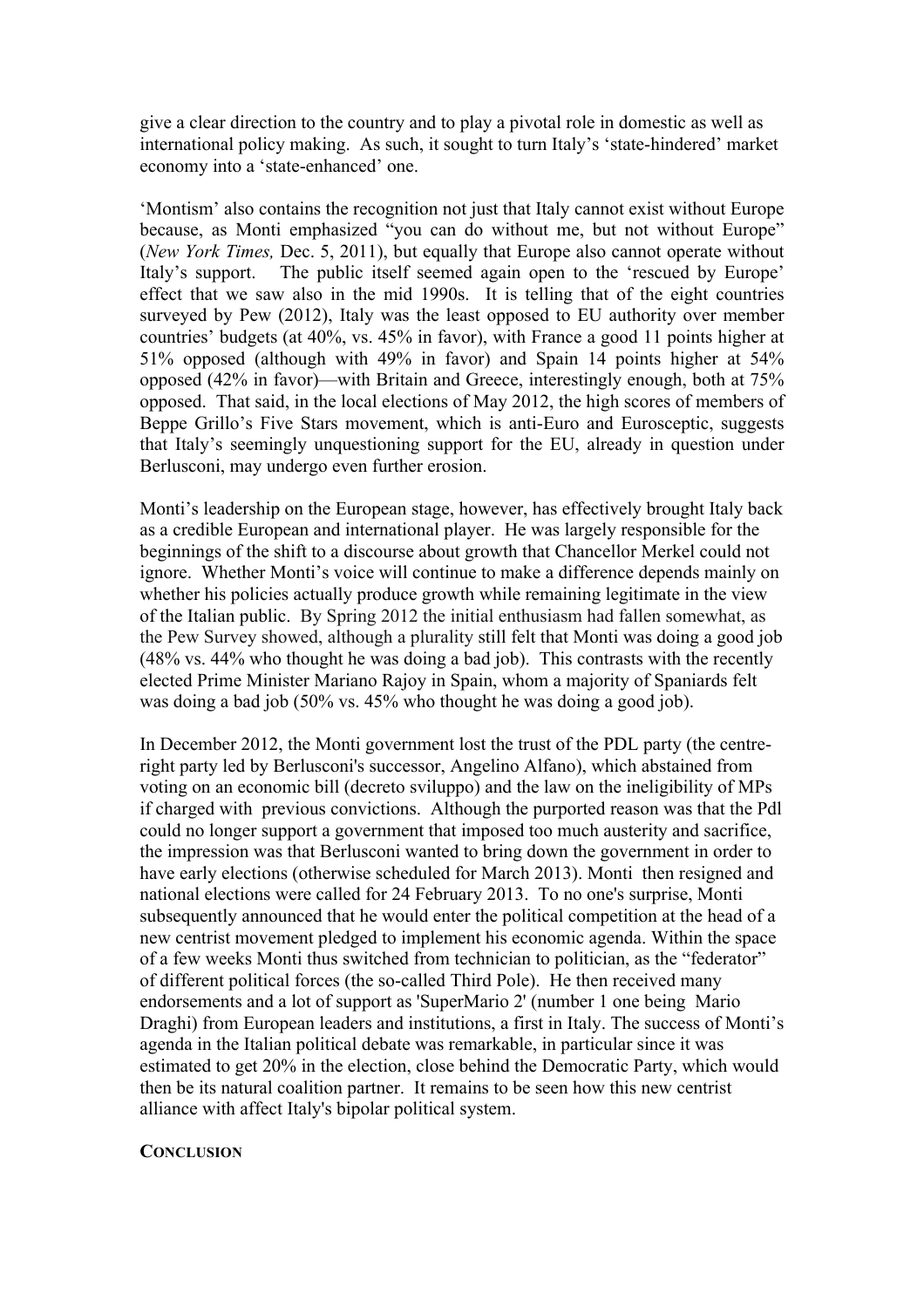give a clear direction to the country and to play a pivotal role in domestic as well as international policy making. As such, it sought to turn Italy's 'state-hindered' market economy into a 'state-enhanced' one.

'Montism' also contains the recognition not just that Italy cannot exist without Europe because, as Monti emphasized "you can do without me, but not without Europe" (*New York Times,* Dec. 5, 2011), but equally that Europe also cannot operate without Italy's support. The public itself seemed again open to the 'rescued by Europe' effect that we saw also in the mid 1990s. It is telling that of the eight countries surveyed by Pew (2012), Italy was the least opposed to EU authority over member countries' budgets (at 40%, vs. 45% in favor), with France a good 11 points higher at 51% opposed (although with 49% in favor) and Spain 14 points higher at 54% opposed (42% in favor)—with Britain and Greece, interestingly enough, both at 75% opposed. That said, in the local elections of May 2012, the high scores of members of Beppe Grillo's Five Stars movement, which is anti-Euro and Eurosceptic, suggests that Italy's seemingly unquestioning support for the EU, already in question under Berlusconi, may undergo even further erosion.

Monti's leadership on the European stage, however, has effectively brought Italy back as a credible European and international player. He was largely responsible for the beginnings of the shift to a discourse about growth that Chancellor Merkel could not ignore. Whether Monti's voice will continue to make a difference depends mainly on whether his policies actually produce growth while remaining legitimate in the view of the Italian public. By Spring 2012 the initial enthusiasm had fallen somewhat, as the Pew Survey showed, although a plurality still felt that Monti was doing a good job (48% vs. 44% who thought he was doing a bad job). This contrasts with the recently elected Prime Minister Mariano Rajoy in Spain, whom a majority of Spaniards felt was doing a bad job (50% vs. 45% who thought he was doing a good job).

In December 2012, the Monti government lost the trust of the PDL party (the centre-right party led by Berlusconi's successor, Angelino Alfano), which abstained from voting on an economic bill (decreto sviluppo) and the law on the ineligibility of MPs if charged with previous convictions. Although the purported reason was that the Pdl could no longer support a government that imposed too much austerity and sacrifice, the impression was that Berlusconi wanted to bring down the government in order to have early elections (otherwise scheduled for March 2013). Monti then resigned and national elections were called for 24 February 2013. To no one's surprise, Monti subsequently announced that he would enter the political competition at the head of a new centrist movement pledged to implement his economic agenda. Within the space of a few weeks Monti thus switched from technician to politician, as the "federator" of different political forces (the so-called Third Pole). He then received many endorsements and a lot of support as 'SuperMario 2' (number 1 one being Mario Draghi) from European leaders and institutions, a first in Italy. The success of Monti's agenda in the Italian political debate was remarkable, in particular since it was estimated to get 20% in the election, close behind the Democratic Party, which would then be its natural coalition partner. It remains to be seen how this new centrist alliance with affect Italy's bipolar political system.

## Conclusion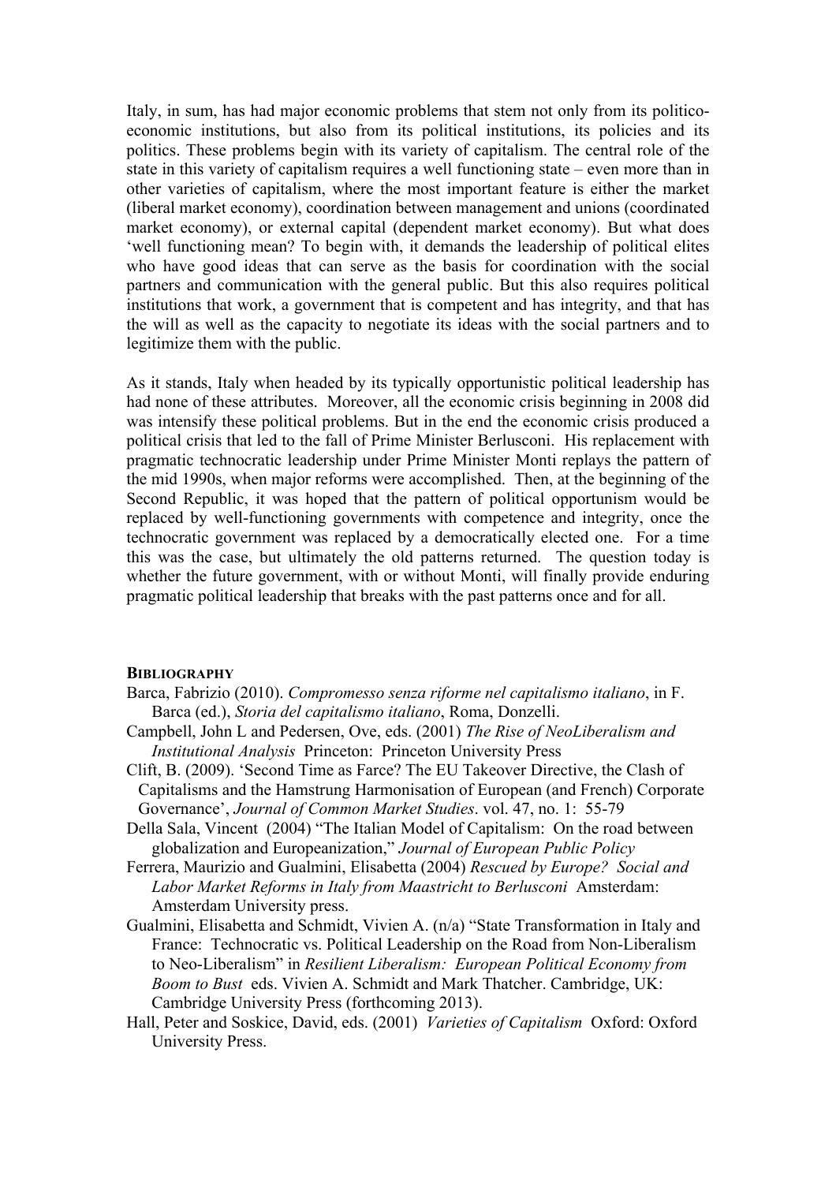Italy, in sum, has had major economic problems that stem not only from its politico-economic institutions, but also from its political institutions, its policies and its politics. These problems begin with its variety of capitalism. The central role of the state in this variety of capitalism requires a well functioning state – even more than in other varieties of capitalism, where the most important feature is either the market (liberal market economy), coordination between management and unions (coordinated market economy), or external capital (dependent market economy). But what does 'well functioning mean? To begin with, it demands the leadership of political elites who have good ideas that can serve as the basis for coordination with the social partners and communication with the general public. But this also requires political institutions that work, a government that is competent and has integrity, and that has the will as well as the capacity to negotiate its ideas with the social partners and to legitimize them with the public.

As it stands, Italy when headed by its typically opportunistic political leadership has had none of these attributes. Moreover, all the economic crisis beginning in 2008 did was intensify these political problems. But in the end the economic crisis produced a political crisis that led to the fall of Prime Minister Berlusconi. His replacement with pragmatic technocratic leadership under Prime Minister Monti replays the pattern of the mid 1990s, when major reforms were accomplished. Then, at the beginning of the Second Republic, it was hoped that the pattern of political opportunism would be replaced by well-functioning governments with competence and integrity, once the technocratic government was replaced by a democratically elected one. For a time this was the case, but ultimately the old patterns returned. The question today is whether the future government, with or without Monti, will finally provide enduring pragmatic political leadership that breaks with the past patterns once and for all.

## BIBLIOGRAPHY

Barca, Fabrizio (2010). *Compromesso senza riforme nel capitalismo italiano*, in F. Barca (ed.), *Storia del capitalismo italiano*, Roma, Donzelli.

Campbell, John L and Pedersen, Ove, eds. (2001) *The Rise of NeoLiberalism and Institutional Analysis* Princeton: Princeton University Press

Clift, B. (2009). 'Second Time as Farce? The EU Takeover Directive, the Clash of Capitalisms and the Hamstrung Harmonisation of European (and French) Corporate Governance', *Journal of Common Market Studies*. vol. 47, no. 1: 55-79

Della Sala, Vincent (2004) "The Italian Model of Capitalism: On the road between globalization and Europeanization," *Journal of European Public Policy*

Ferrera, Maurizio and Gualmini, Elisabetta (2004) *Rescued by Europe? Social and Labor Market Reforms in Italy from Maastricht to Berlusconi* Amsterdam: Amsterdam University press.

Gualmini, Elisabetta and Schmidt, Vivien A. (n/a) "State Transformation in Italy and France: Technocratic vs. Political Leadership on the Road from Non-Liberalism to Neo-Liberalism" in *Resilient Liberalism: European Political Economy from Boom to Bust* eds. Vivien A. Schmidt and Mark Thatcher. Cambridge, UK: Cambridge University Press (forthcoming 2013).

Hall, Peter and Soskice, David, eds. (2001) *Varieties of Capitalism* Oxford: Oxford University Press.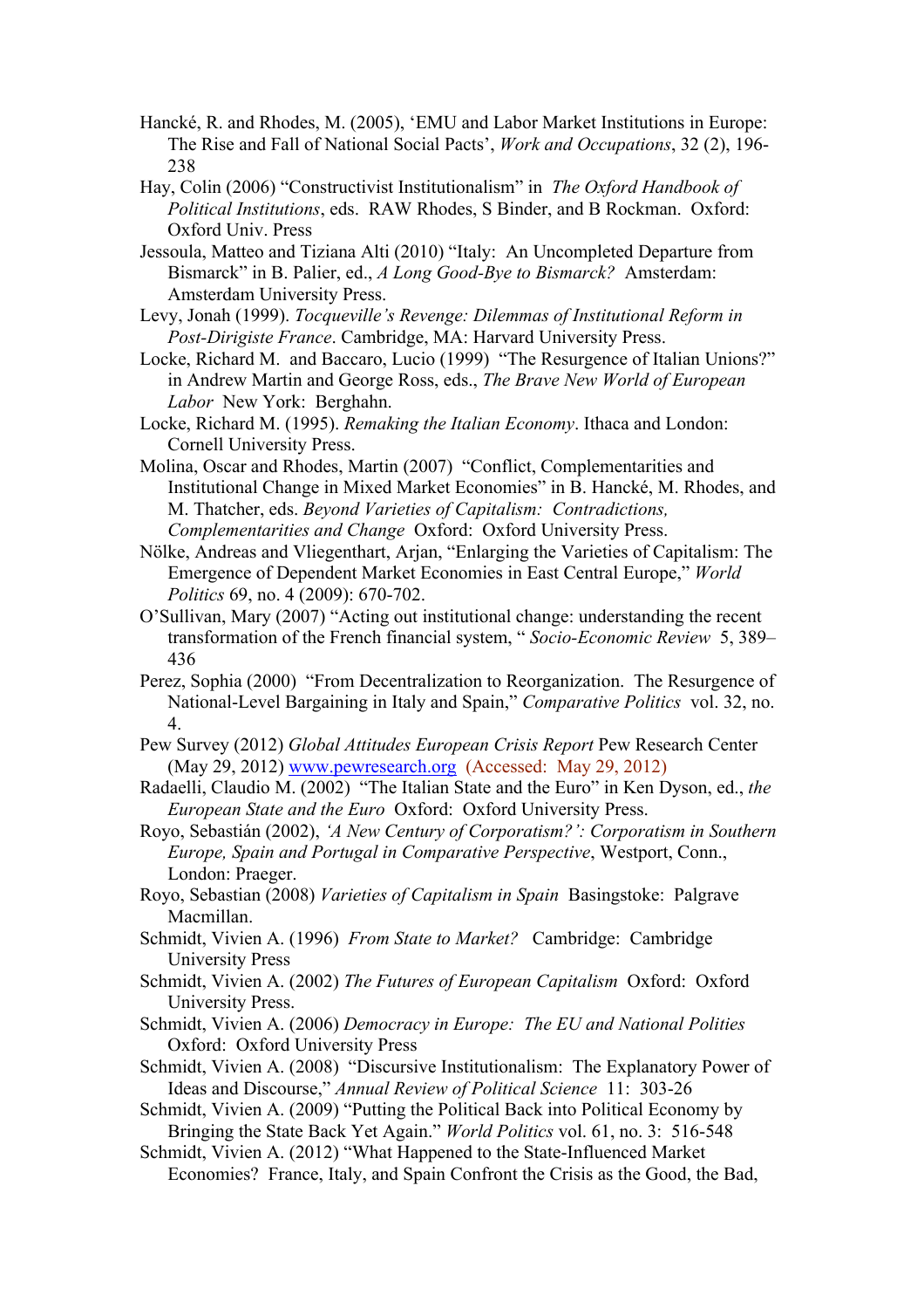Hancké, R. and Rhodes, M. (2005), 'EMU and Labor Market Institutions in Europe: The Rise and Fall of National Social Pacts', *Work and Occupations*, 32 (2), 196-238

Hay, Colin (2006) "Constructivist Institutionalism" in *The Oxford Handbook of Political Institutions*, eds. RAW Rhodes, S Binder, and B Rockman. Oxford: Oxford Univ. Press

Jessoula, Matteo and Tiziana Alti (2010) "Italy: An Uncompleted Departure from Bismarck" in B. Palier, ed., *A Long Good-Bye to Bismarck?* Amsterdam: Amsterdam University Press.

Levy, Jonah (1999). *Tocqueville's Revenge: Dilemmas of Institutional Reform in Post-Dirigiste France*. Cambridge, MA: Harvard University Press.

Locke, Richard M. and Baccaro, Lucio (1999) "The Resurgence of Italian Unions?" in Andrew Martin and George Ross, eds., *The Brave New World of European Labor* New York: Berghahn.

Locke, Richard M. (1995). *Remaking the Italian Economy*. Ithaca and London: Cornell University Press.

Molina, Oscar and Rhodes, Martin (2007) "Conflict, Complementarities and Institutional Change in Mixed Market Economies" in B. Hancké, M. Rhodes, and M. Thatcher, eds. *Beyond Varieties of Capitalism: Contradictions, Complementarities and Change* Oxford: Oxford University Press.

Nölke, Andreas and Vliegenthart, Arjan, "Enlarging the Varieties of Capitalism: The Emergence of Dependent Market Economies in East Central Europe," *World Politics* 69, no. 4 (2009): 670-702.

O'Sullivan, Mary (2007) "Acting out institutional change: understanding the recent transformation of the French financial system, " *Socio-Economic Review* 5, 389–436

Perez, Sophia (2000) "From Decentralization to Reorganization. The Resurgence of National-Level Bargaining in Italy and Spain," *Comparative Politics* vol. 32, no. 4.

Pew Survey (2012) *Global Attitudes European Crisis Report* Pew Research Center (May 29, 2012) www.pewresearch.org (Accessed: May 29, 2012)

Radaelli, Claudio M. (2002) "The Italian State and the Euro" in Ken Dyson, ed., *the European State and the Euro* Oxford: Oxford University Press.

Royo, Sebastián (2002), *'A New Century of Corporatism?': Corporatism in Southern Europe, Spain and Portugal in Comparative Perspective*, Westport, Conn., London: Praeger.

Royo, Sebastian (2008) *Varieties of Capitalism in Spain* Basingstoke: Palgrave Macmillan.

Schmidt, Vivien A. (1996) *From State to Market?* Cambridge: Cambridge University Press

Schmidt, Vivien A. (2002) *The Futures of European Capitalism* Oxford: Oxford University Press.

Schmidt, Vivien A. (2006) *Democracy in Europe: The EU and National Polities* Oxford: Oxford University Press

Schmidt, Vivien A. (2008) "Discursive Institutionalism: The Explanatory Power of Ideas and Discourse," *Annual Review of Political Science* 11: 303-26

Schmidt, Vivien A. (2009) "Putting the Political Back into Political Economy by Bringing the State Back Yet Again." *World Politics* vol. 61, no. 3: 516-548

Schmidt, Vivien A. (2012) "What Happened to the State-Influenced Market Economies? France, Italy, and Spain Confront the Crisis as the Good, the Bad,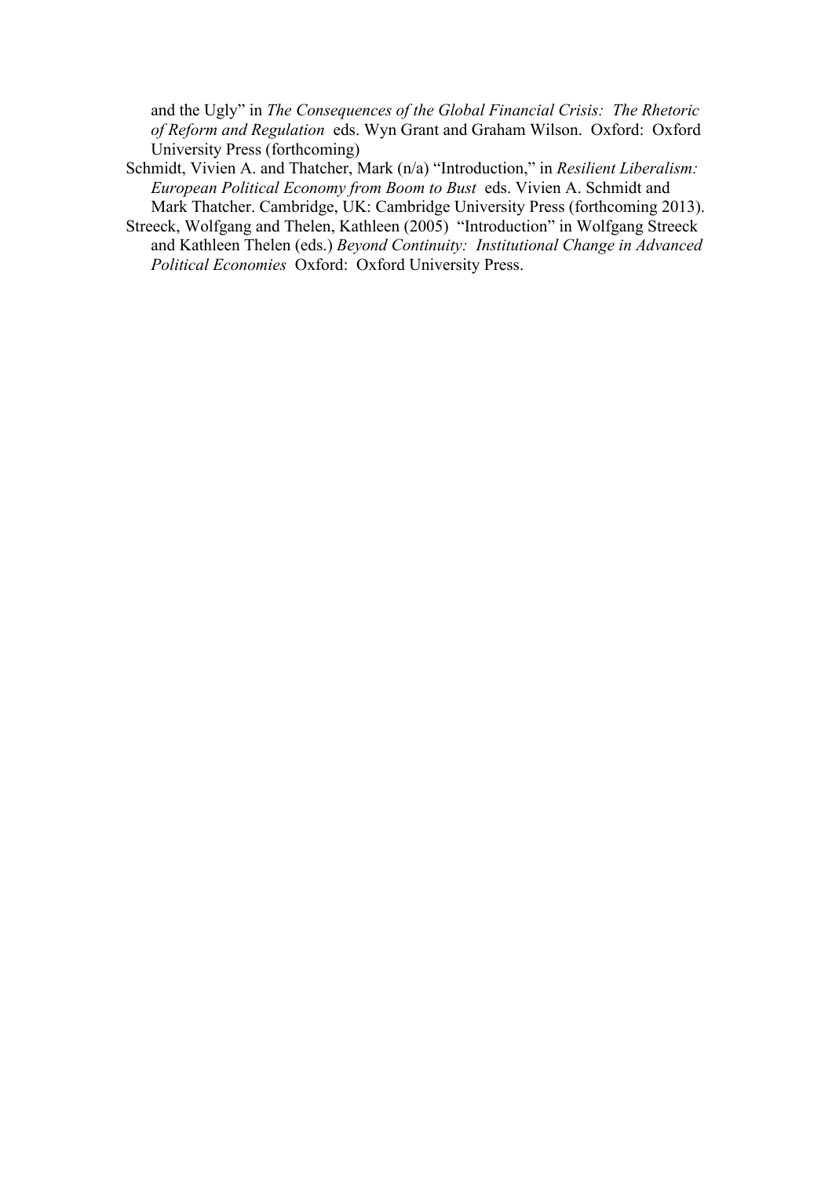and the Ugly" in *The Consequences of the Global Financial Crisis: The Rhetoric of Reform and Regulation* eds. Wyn Grant and Graham Wilson. Oxford: Oxford University Press (forthcoming)

Schmidt, Vivien A. and Thatcher, Mark (n/a) "Introduction," in *Resilient Liberalism: European Political Economy from Boom to Bust* eds. Vivien A. Schmidt and Mark Thatcher. Cambridge, UK: Cambridge University Press (forthcoming 2013).

Streeck, Wolfgang and Thelen, Kathleen (2005) "Introduction" in Wolfgang Streeck and Kathleen Thelen (eds.) *Beyond Continuity: Institutional Change in Advanced Political Economies* Oxford: Oxford University Press.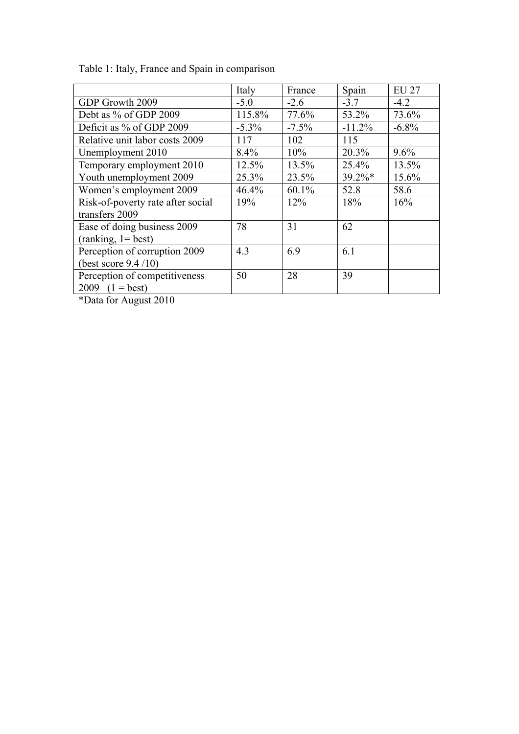Table 1: Italy, France and Spain in comparison

| | Italy | France | Spain | EU 27 |
|---|---|---|---|---|
| GDP Growth 2009 | -5.0 | -2.6 | -3.7 | -4.2 |
| Debt as % of GDP 2009 | 115.8% | 77.6% | 53.2% | 73.6% |
| Deficit as % of GDP 2009 | -5.3% | -7.5% | -11.2% | -6.8% |
| Relative unit labor costs 2009 | 117 | 102 | 115 | |
| Unemployment 2010 | 8.4% | 10% | 20.3% | 9.6% |
| Temporary employment 2010 | 12.5% | 13.5% | 25.4% | 13.5% |
| Youth unemployment 2009 | 25.3% | 23.5% | 39.2%* | 15.6% |
| Women's employment 2009 | 46.4% | 60.1% | 52.8 | 58.6 |
| Risk-of-poverty rate after social transfers 2009 | 19% | 12% | 18% | 16% |
| Ease of doing business 2009 (ranking, 1= best) | 78 | 31 | 62 | |
| Perception of corruption 2009 (best score 9.4 /10) | 4.3 | 6.9 | 6.1 | |
| Perception of competitiveness 2009 (1 = best) | 50 | 28 | 39 | |

*Data for August 2010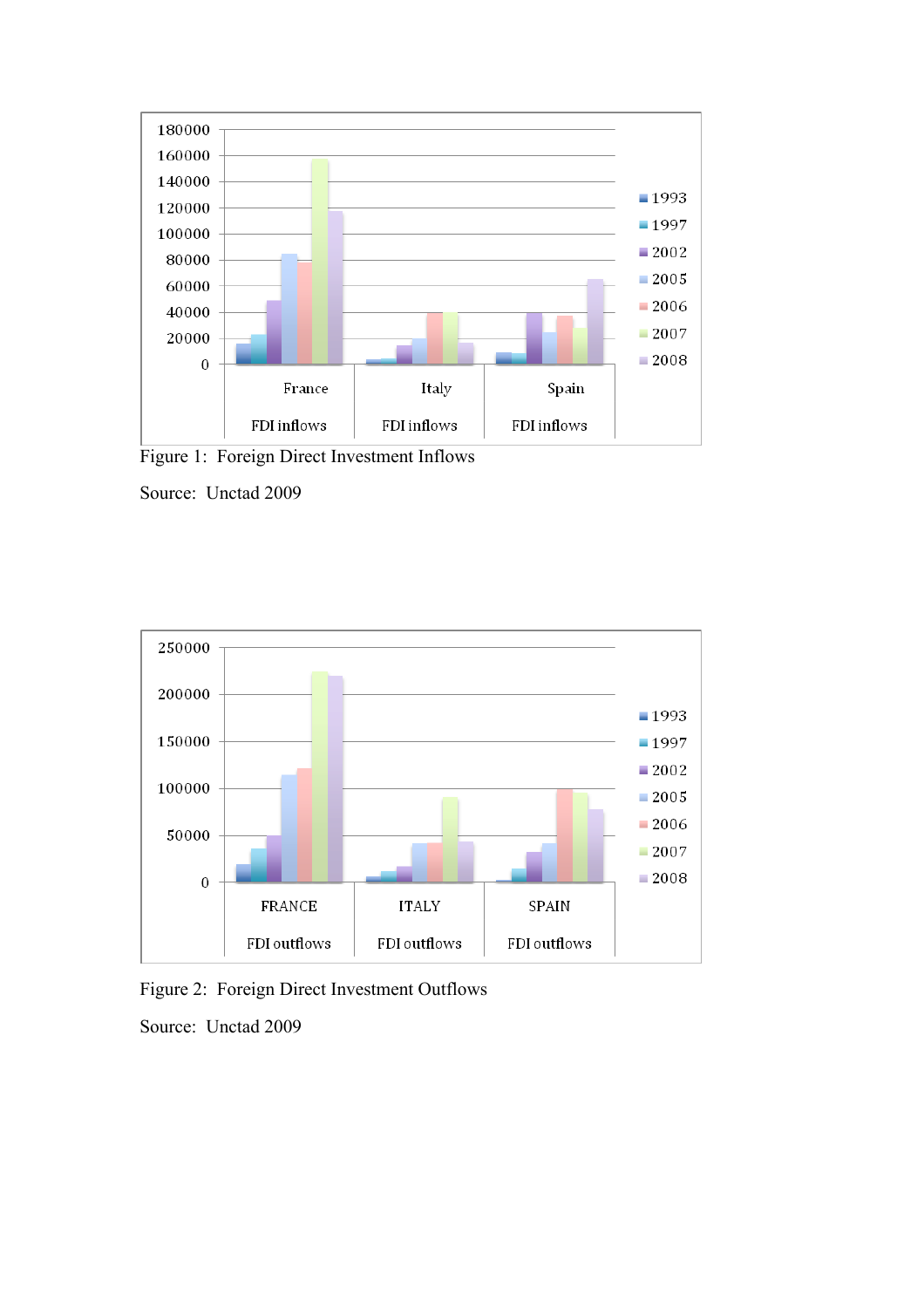Figure 1:  Foreign Direct Investment Inflows

Source:  Unctad 2009

Figure 2:  Foreign Direct Investment Outflows

Source:  Unctad 2009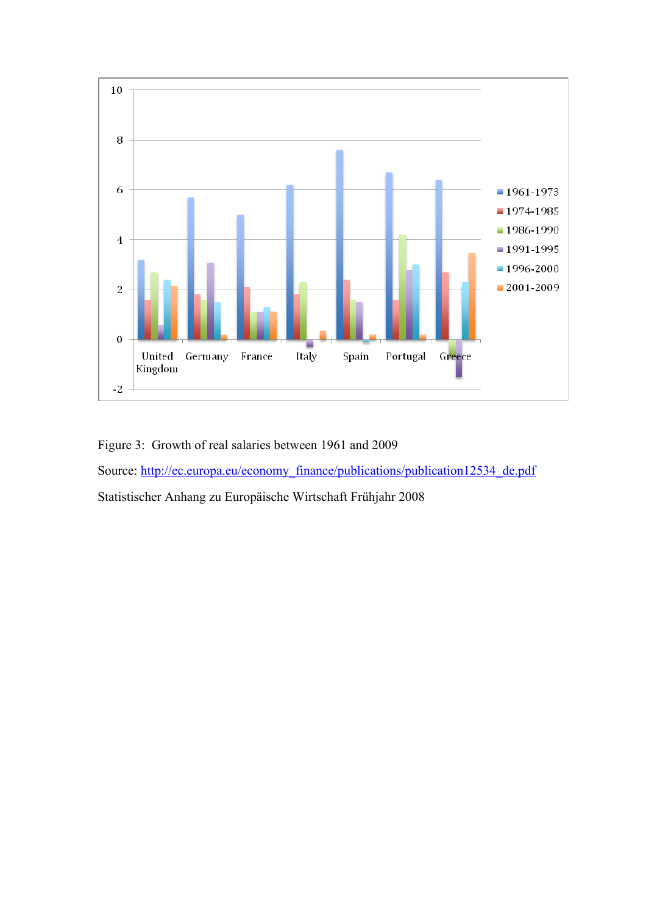10

8

6

4

2

0

-2

United Kingdom

Germany

France

Italy

Spain

Portugal

Greece

1961-1973

1974-1985

1986-1990

1991-1995

1996-2000

2001-2009

Figure 3: Growth of real salaries between 1961 and 2009

Source: http://ec.europa.eu/economy_finance/publications/publication12534_de.pdf

Statistischer Anhang zu Europäische Wirtschaft Frühjahr 2008